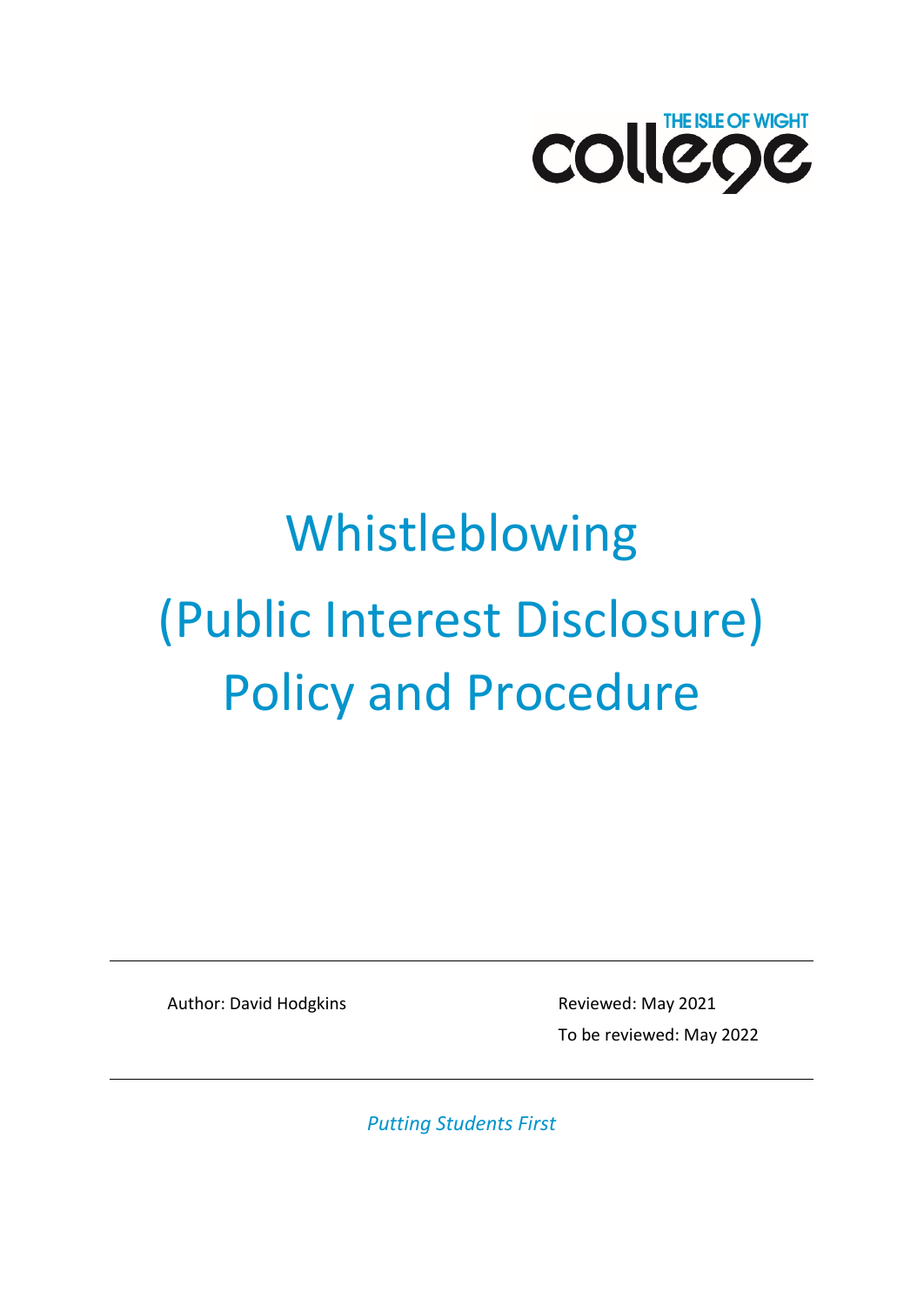THE ISLE OF WIGHT college

# Whistleblowing (Public Interest Disclosure) Policy and Procedure

Author: David Hodgkins

Reviewed: May 2021

To be reviewed: May 2022

*Putting Students First*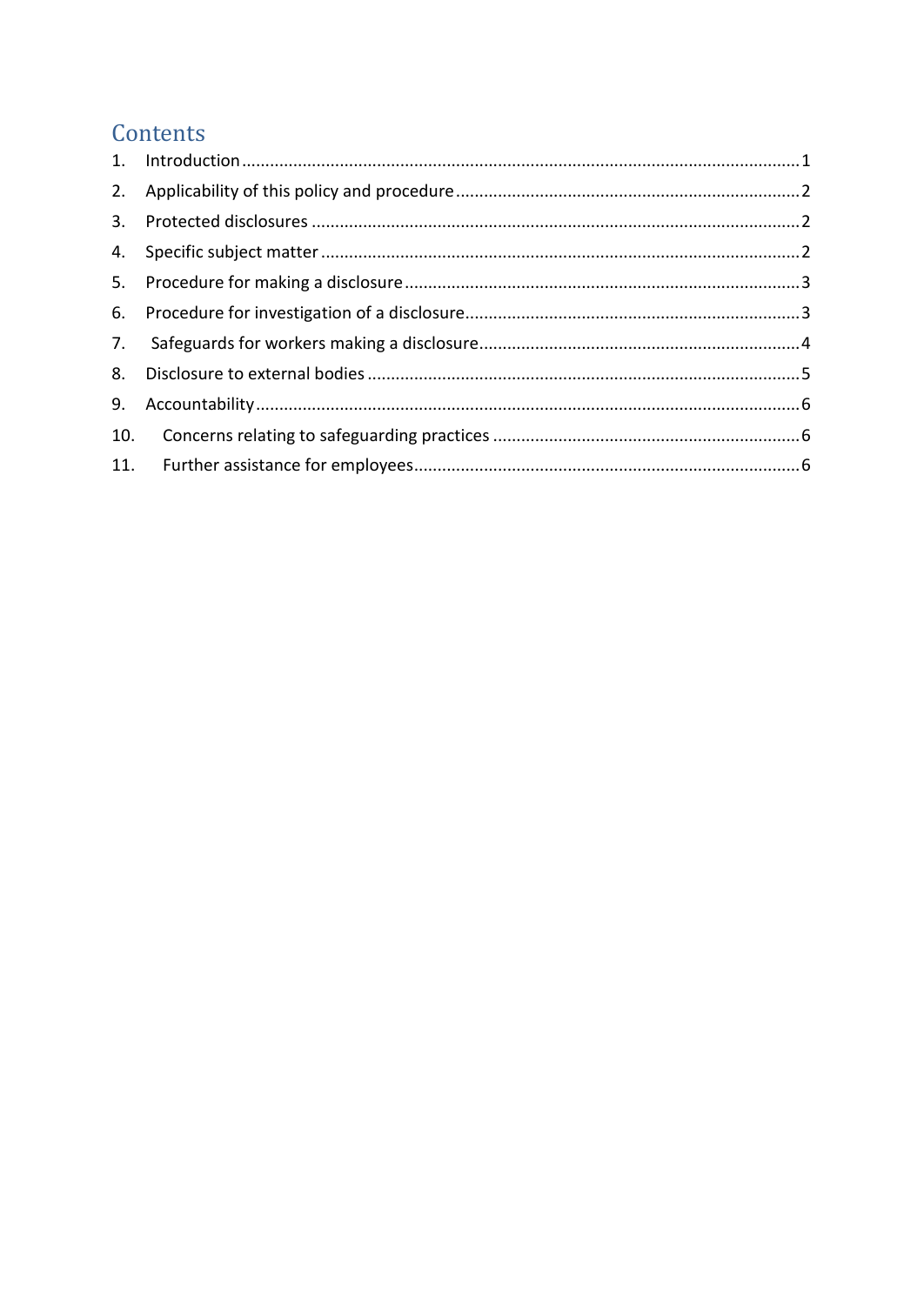# Contents

1. Introduction ........................................................................................................................ 1
2. Applicability of this policy and procedure ......................................................................... 2
3. Protected disclosures ........................................................................................................ 2
4. Specific subject matter ...................................................................................................... 2
5. Procedure for making a disclosure .................................................................................... 3
6. Procedure for investigation of a disclosure ....................................................................... 3
7. Safeguards for workers making a disclosure ..................................................................... 4
8. Disclosure to external bodies ............................................................................................ 5
9. Accountability ................................................................................................................... 6
10. Concerns relating to safeguarding practices ................................................................. 6
11. Further assistance for employees .................................................................................. 6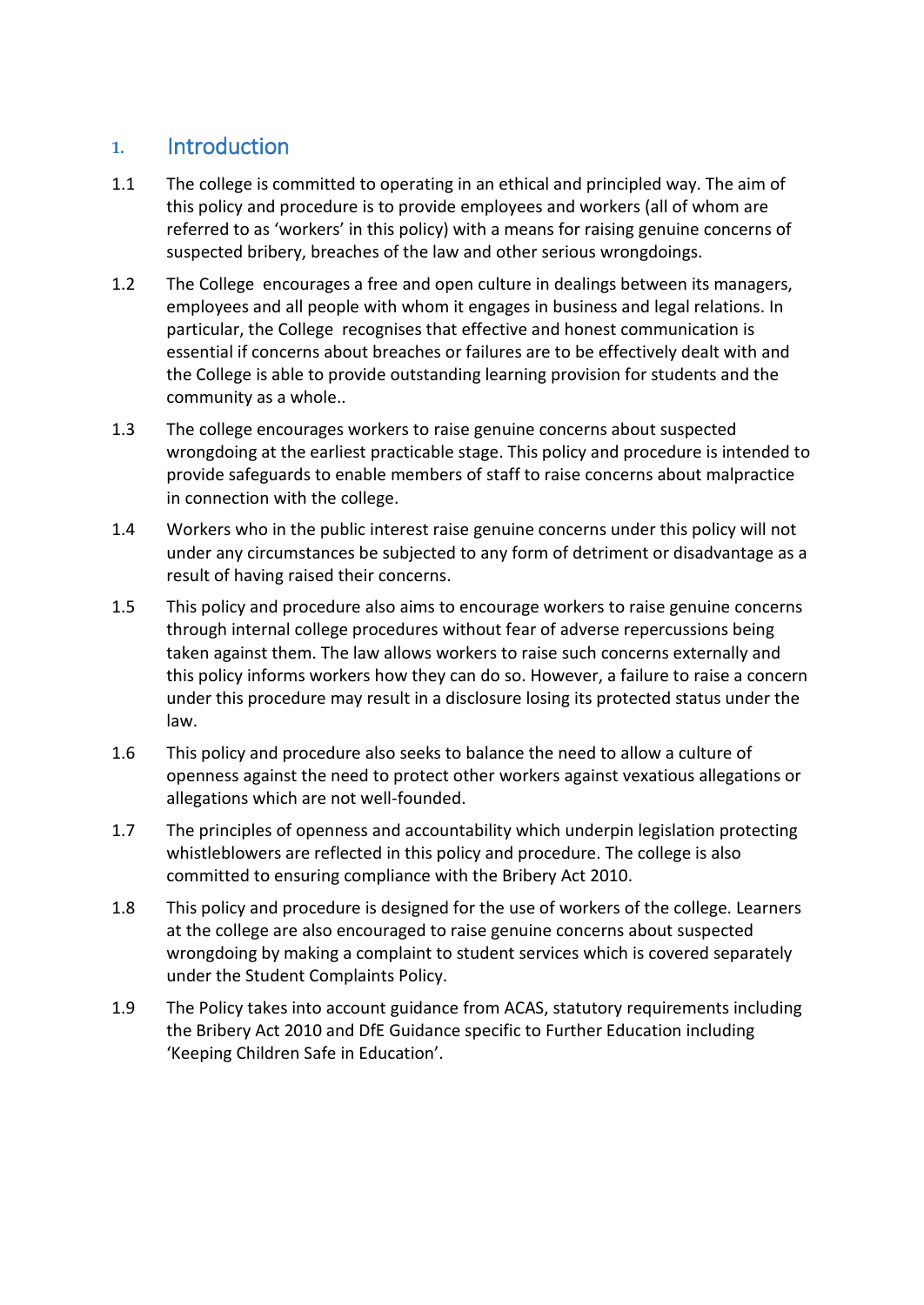## 1. Introduction

1.1 The college is committed to operating in an ethical and principled way. The aim of this policy and procedure is to provide employees and workers (all of whom are referred to as 'workers' in this policy) with a means for raising genuine concerns of suspected bribery, breaches of the law and other serious wrongdoings.

1.2 The College encourages a free and open culture in dealings between its managers, employees and all people with whom it engages in business and legal relations. In particular, the College recognises that effective and honest communication is essential if concerns about breaches or failures are to be effectively dealt with and the College is able to provide outstanding learning provision for students and the community as a whole..

1.3 The college encourages workers to raise genuine concerns about suspected wrongdoing at the earliest practicable stage. This policy and procedure is intended to provide safeguards to enable members of staff to raise concerns about malpractice in connection with the college.

1.4 Workers who in the public interest raise genuine concerns under this policy will not under any circumstances be subjected to any form of detriment or disadvantage as a result of having raised their concerns.

1.5 This policy and procedure also aims to encourage workers to raise genuine concerns through internal college procedures without fear of adverse repercussions being taken against them. The law allows workers to raise such concerns externally and this policy informs workers how they can do so. However, a failure to raise a concern under this procedure may result in a disclosure losing its protected status under the law.

1.6 This policy and procedure also seeks to balance the need to allow a culture of openness against the need to protect other workers against vexatious allegations or allegations which are not well-founded.

1.7 The principles of openness and accountability which underpin legislation protecting whistleblowers are reflected in this policy and procedure. The college is also committed to ensuring compliance with the Bribery Act 2010.

1.8 This policy and procedure is designed for the use of workers of the college. Learners at the college are also encouraged to raise genuine concerns about suspected wrongdoing by making a complaint to student services which is covered separately under the Student Complaints Policy.

1.9 The Policy takes into account guidance from ACAS, statutory requirements including the Bribery Act 2010 and DfE Guidance specific to Further Education including 'Keeping Children Safe in Education'.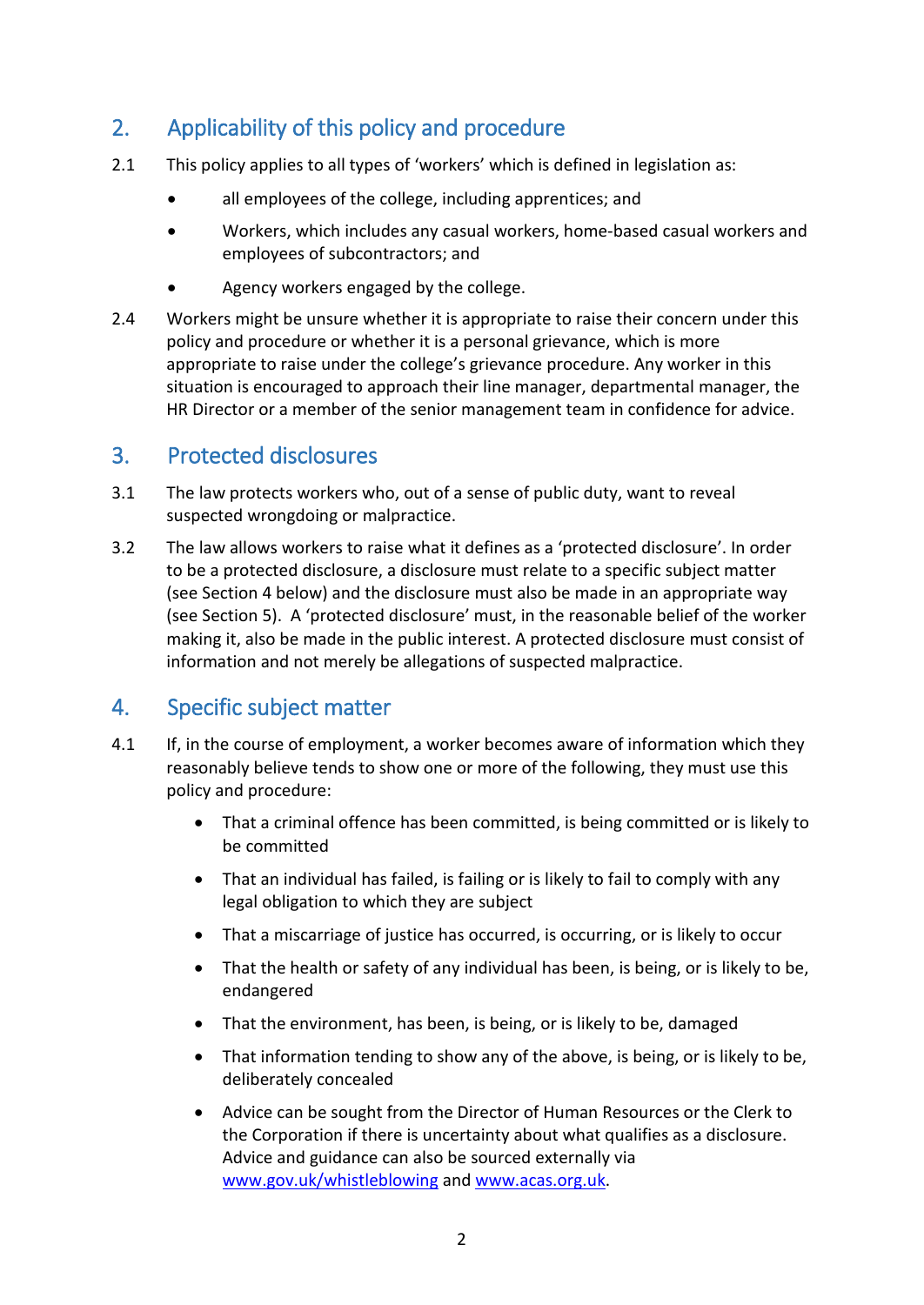## 2. Applicability of this policy and procedure

2.1 This policy applies to all types of 'workers' which is defined in legislation as:

- all employees of the college, including apprentices; and
- Workers, which includes any casual workers, home-based casual workers and employees of subcontractors; and
- Agency workers engaged by the college.

2.4 Workers might be unsure whether it is appropriate to raise their concern under this policy and procedure or whether it is a personal grievance, which is more appropriate to raise under the college's grievance procedure. Any worker in this situation is encouraged to approach their line manager, departmental manager, the HR Director or a member of the senior management team in confidence for advice.

## 3. Protected disclosures

3.1 The law protects workers who, out of a sense of public duty, want to reveal suspected wrongdoing or malpractice.

3.2 The law allows workers to raise what it defines as a 'protected disclosure'. In order to be a protected disclosure, a disclosure must relate to a specific subject matter (see Section 4 below) and the disclosure must also be made in an appropriate way (see Section 5). A 'protected disclosure' must, in the reasonable belief of the worker making it, also be made in the public interest. A protected disclosure must consist of information and not merely be allegations of suspected malpractice.

## 4. Specific subject matter

4.1 If, in the course of employment, a worker becomes aware of information which they reasonably believe tends to show one or more of the following, they must use this policy and procedure:

- That a criminal offence has been committed, is being committed or is likely to be committed
- That an individual has failed, is failing or is likely to fail to comply with any legal obligation to which they are subject
- That a miscarriage of justice has occurred, is occurring, or is likely to occur
- That the health or safety of any individual has been, is being, or is likely to be, endangered
- That the environment, has been, is being, or is likely to be, damaged
- That information tending to show any of the above, is being, or is likely to be, deliberately concealed
- Advice can be sought from the Director of Human Resources or the Clerk to the Corporation if there is uncertainty about what qualifies as a disclosure. Advice and guidance can also be sourced externally via [www.gov.uk/whistleblowing](http://www.gov.uk/whistleblowing) and [www.acas.org.uk](http://www.acas.org.uk).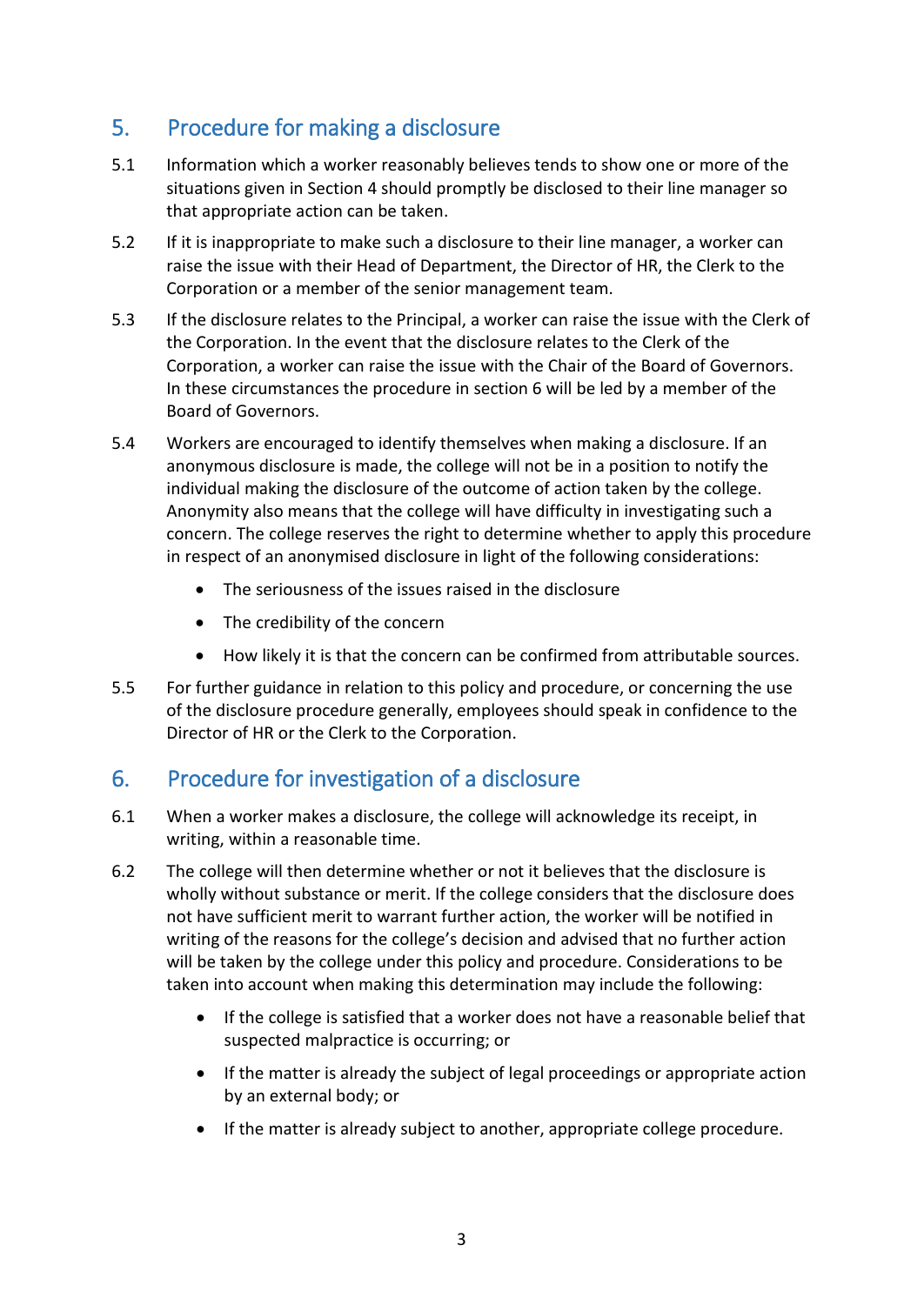## 5. Procedure for making a disclosure

5.1 Information which a worker reasonably believes tends to show one or more of the situations given in Section 4 should promptly be disclosed to their line manager so that appropriate action can be taken.

5.2 If it is inappropriate to make such a disclosure to their line manager, a worker can raise the issue with their Head of Department, the Director of HR, the Clerk to the Corporation or a member of the senior management team.

5.3 If the disclosure relates to the Principal, a worker can raise the issue with the Clerk of the Corporation. In the event that the disclosure relates to the Clerk of the Corporation, a worker can raise the issue with the Chair of the Board of Governors. In these circumstances the procedure in section 6 will be led by a member of the Board of Governors.

5.4 Workers are encouraged to identify themselves when making a disclosure. If an anonymous disclosure is made, the college will not be in a position to notify the individual making the disclosure of the outcome of action taken by the college. Anonymity also means that the college will have difficulty in investigating such a concern. The college reserves the right to determine whether to apply this procedure in respect of an anonymised disclosure in light of the following considerations:

- The seriousness of the issues raised in the disclosure
- The credibility of the concern
- How likely it is that the concern can be confirmed from attributable sources.

5.5 For further guidance in relation to this policy and procedure, or concerning the use of the disclosure procedure generally, employees should speak in confidence to the Director of HR or the Clerk to the Corporation.

## 6. Procedure for investigation of a disclosure

6.1 When a worker makes a disclosure, the college will acknowledge its receipt, in writing, within a reasonable time.

6.2 The college will then determine whether or not it believes that the disclosure is wholly without substance or merit. If the college considers that the disclosure does not have sufficient merit to warrant further action, the worker will be notified in writing of the reasons for the college's decision and advised that no further action will be taken by the college under this policy and procedure. Considerations to be taken into account when making this determination may include the following:

- If the college is satisfied that a worker does not have a reasonable belief that suspected malpractice is occurring; or
- If the matter is already the subject of legal proceedings or appropriate action by an external body; or
- If the matter is already subject to another, appropriate college procedure.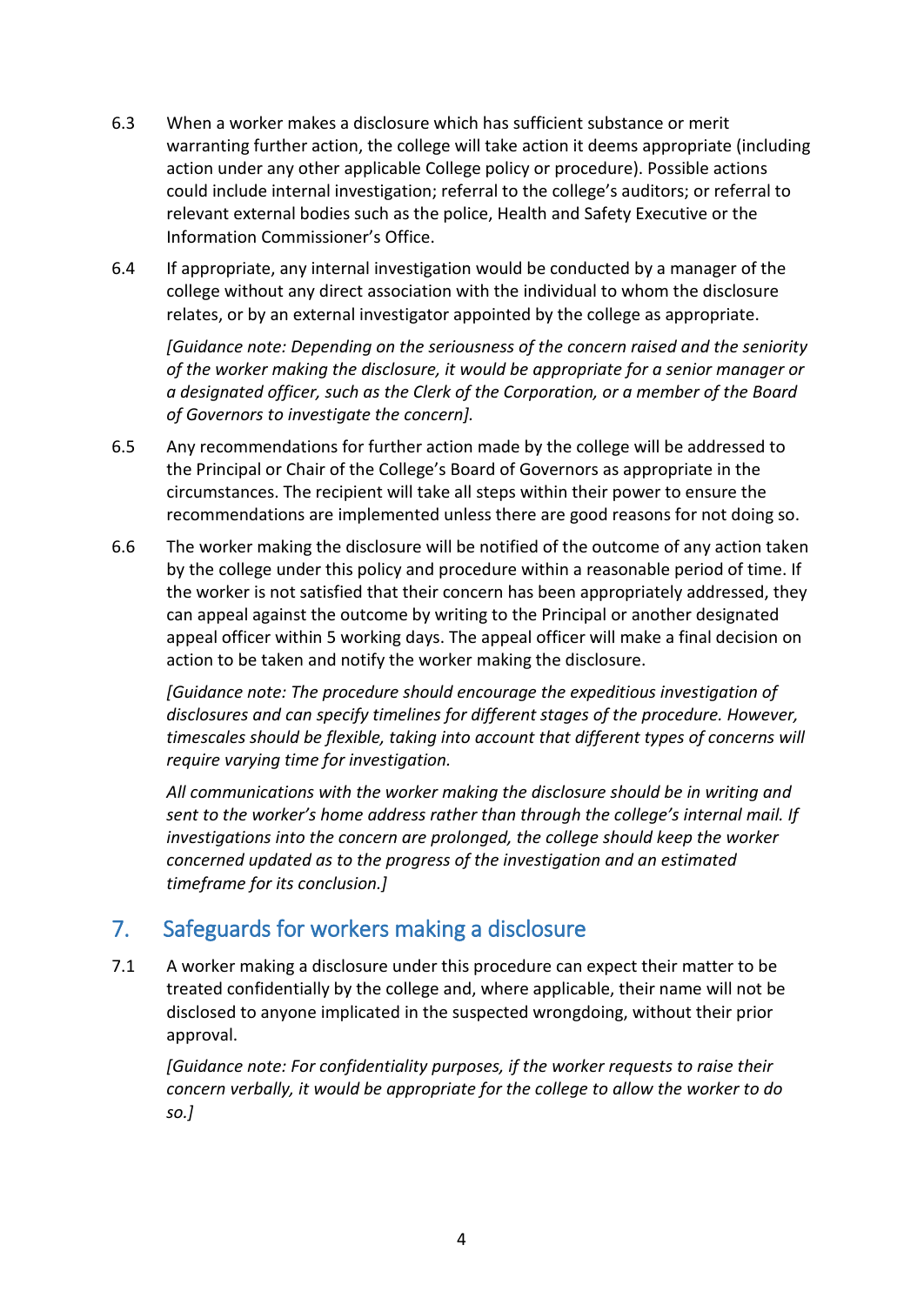6.3 When a worker makes a disclosure which has sufficient substance or merit warranting further action, the college will take action it deems appropriate (including action under any other applicable College policy or procedure). Possible actions could include internal investigation; referral to the college's auditors; or referral to relevant external bodies such as the police, Health and Safety Executive or the Information Commissioner's Office.

6.4 If appropriate, any internal investigation would be conducted by a manager of the college without any direct association with the individual to whom the disclosure relates, or by an external investigator appointed by the college as appropriate.

*[Guidance note: Depending on the seriousness of the concern raised and the seniority of the worker making the disclosure, it would be appropriate for a senior manager or a designated officer, such as the Clerk of the Corporation, or a member of the Board of Governors to investigate the concern].*

6.5 Any recommendations for further action made by the college will be addressed to the Principal or Chair of the College's Board of Governors as appropriate in the circumstances. The recipient will take all steps within their power to ensure the recommendations are implemented unless there are good reasons for not doing so.

6.6 The worker making the disclosure will be notified of the outcome of any action taken by the college under this policy and procedure within a reasonable period of time. If the worker is not satisfied that their concern has been appropriately addressed, they can appeal against the outcome by writing to the Principal or another designated appeal officer within 5 working days. The appeal officer will make a final decision on action to be taken and notify the worker making the disclosure.

*[Guidance note: The procedure should encourage the expeditious investigation of disclosures and can specify timelines for different stages of the procedure. However, timescales should be flexible, taking into account that different types of concerns will require varying time for investigation.*

*All communications with the worker making the disclosure should be in writing and sent to the worker's home address rather than through the college's internal mail. If investigations into the concern are prolonged, the college should keep the worker concerned updated as to the progress of the investigation and an estimated timeframe for its conclusion.]*

## 7. Safeguards for workers making a disclosure

7.1 A worker making a disclosure under this procedure can expect their matter to be treated confidentially by the college and, where applicable, their name will not be disclosed to anyone implicated in the suspected wrongdoing, without their prior approval.

*[Guidance note: For confidentiality purposes, if the worker requests to raise their concern verbally, it would be appropriate for the college to allow the worker to do so.]*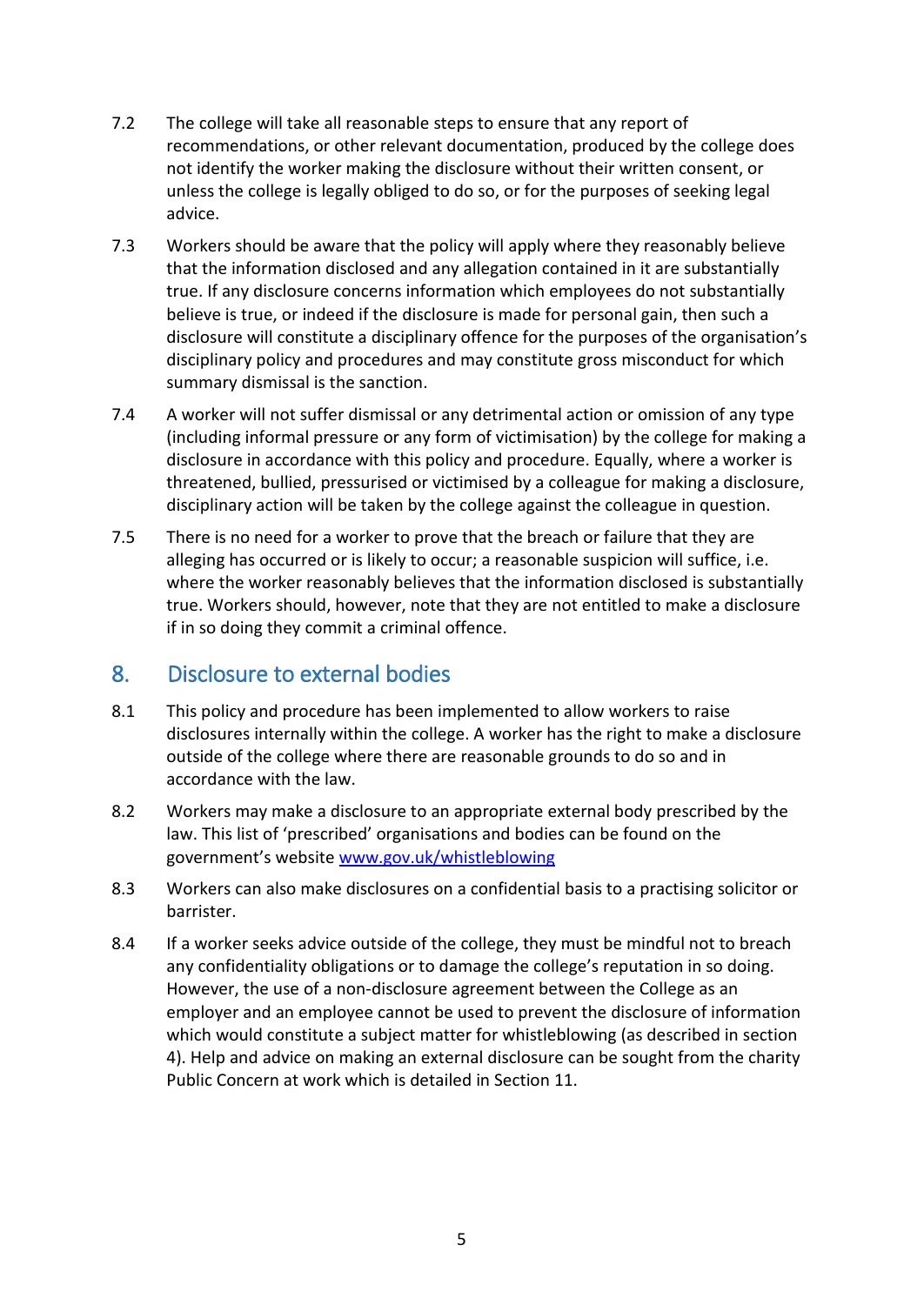7.2 The college will take all reasonable steps to ensure that any report of recommendations, or other relevant documentation, produced by the college does not identify the worker making the disclosure without their written consent, or unless the college is legally obliged to do so, or for the purposes of seeking legal advice.

7.3 Workers should be aware that the policy will apply where they reasonably believe that the information disclosed and any allegation contained in it are substantially true. If any disclosure concerns information which employees do not substantially believe is true, or indeed if the disclosure is made for personal gain, then such a disclosure will constitute a disciplinary offence for the purposes of the organisation's disciplinary policy and procedures and may constitute gross misconduct for which summary dismissal is the sanction.

7.4 A worker will not suffer dismissal or any detrimental action or omission of any type (including informal pressure or any form of victimisation) by the college for making a disclosure in accordance with this policy and procedure. Equally, where a worker is threatened, bullied, pressurised or victimised by a colleague for making a disclosure, disciplinary action will be taken by the college against the colleague in question.

7.5 There is no need for a worker to prove that the breach or failure that they are alleging has occurred or is likely to occur; a reasonable suspicion will suffice, i.e. where the worker reasonably believes that the information disclosed is substantially true. Workers should, however, note that they are not entitled to make a disclosure if in so doing they commit a criminal offence.

## 8. Disclosure to external bodies

8.1 This policy and procedure has been implemented to allow workers to raise disclosures internally within the college. A worker has the right to make a disclosure outside of the college where there are reasonable grounds to do so and in accordance with the law.

8.2 Workers may make a disclosure to an appropriate external body prescribed by the law. This list of 'prescribed' organisations and bodies can be found on the government's website [www.gov.uk/whistleblowing](http://www.gov.uk/whistleblowing)

8.3 Workers can also make disclosures on a confidential basis to a practising solicitor or barrister.

8.4 If a worker seeks advice outside of the college, they must be mindful not to breach any confidentiality obligations or to damage the college's reputation in so doing. However, the use of a non-disclosure agreement between the College as an employer and an employee cannot be used to prevent the disclosure of information which would constitute a subject matter for whistleblowing (as described in section 4). Help and advice on making an external disclosure can be sought from the charity Public Concern at work which is detailed in Section 11.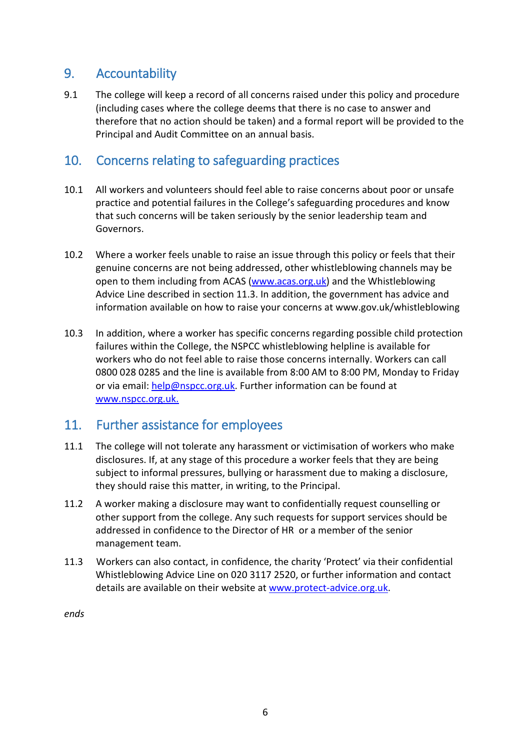## 9. Accountability

9.1 The college will keep a record of all concerns raised under this policy and procedure (including cases where the college deems that there is no case to answer and therefore that no action should be taken) and a formal report will be provided to the Principal and Audit Committee on an annual basis.

## 10. Concerns relating to safeguarding practices

10.1 All workers and volunteers should feel able to raise concerns about poor or unsafe practice and potential failures in the College's safeguarding procedures and know that such concerns will be taken seriously by the senior leadership team and Governors.

10.2 Where a worker feels unable to raise an issue through this policy or feels that their genuine concerns are not being addressed, other whistleblowing channels may be open to them including from ACAS (www.acas.org.uk) and the Whistleblowing Advice Line described in section 11.3. In addition, the government has advice and information available on how to raise your concerns at www.gov.uk/whistleblowing

10.3 In addition, where a worker has specific concerns regarding possible child protection failures within the College, the NSPCC whistleblowing helpline is available for workers who do not feel able to raise those concerns internally. Workers can call 0800 028 0285 and the line is available from 8:00 AM to 8:00 PM, Monday to Friday or via email: help@nspcc.org.uk. Further information can be found at www.nspcc.org.uk.

## 11. Further assistance for employees

11.1 The college will not tolerate any harassment or victimisation of workers who make disclosures. If, at any stage of this procedure a worker feels that they are being subject to informal pressures, bullying or harassment due to making a disclosure, they should raise this matter, in writing, to the Principal.

11.2 A worker making a disclosure may want to confidentially request counselling or other support from the college. Any such requests for support services should be addressed in confidence to the Director of HR or a member of the senior management team.

11.3 Workers can also contact, in confidence, the charity 'Protect' via their confidential Whistleblowing Advice Line on 020 3117 2520, or further information and contact details are available on their website at www.protect-advice.org.uk.

*ends*